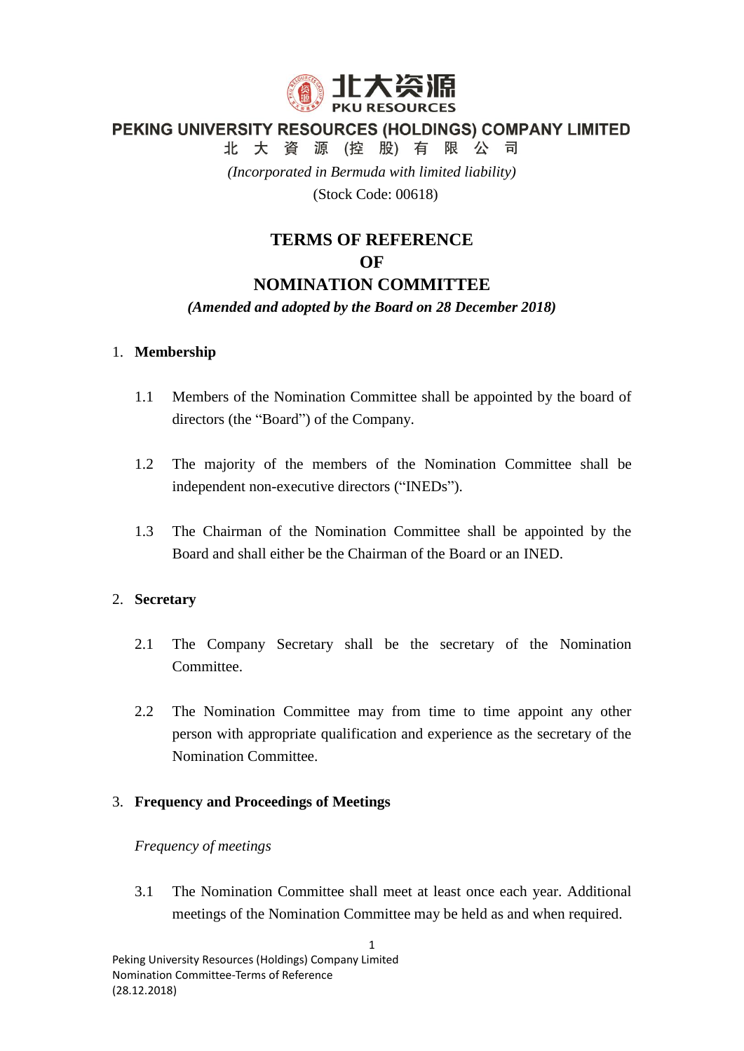北大资源
PKU RESOURCES

**PEKING UNIVERSITY RESOURCES (HOLDINGS) COMPANY LIMITED**

**北 大 資 源 (控 股) 有 限 公 司**

*(Incorporated in Bermuda with limited liability)*

(Stock Code: 00618)

# TERMS OF REFERENCE OF NOMINATION COMMITTEE

***(Amended and adopted by the Board on 28 December 2018)***

1. **Membership**

   1.1 Members of the Nomination Committee shall be appointed by the board of directors (the "Board") of the Company.

   1.2 The majority of the members of the Nomination Committee shall be independent non-executive directors ("INEDs").

   1.3 The Chairman of the Nomination Committee shall be appointed by the Board and shall either be the Chairman of the Board or an INED.

2. **Secretary**

   2.1 The Company Secretary shall be the secretary of the Nomination Committee.

   2.2 The Nomination Committee may from time to time appoint any other person with appropriate qualification and experience as the secretary of the Nomination Committee.

3. **Frequency and Proceedings of Meetings**

   *Frequency of meetings*

   3.1 The Nomination Committee shall meet at least once each year. Additional meetings of the Nomination Committee may be held as and when required.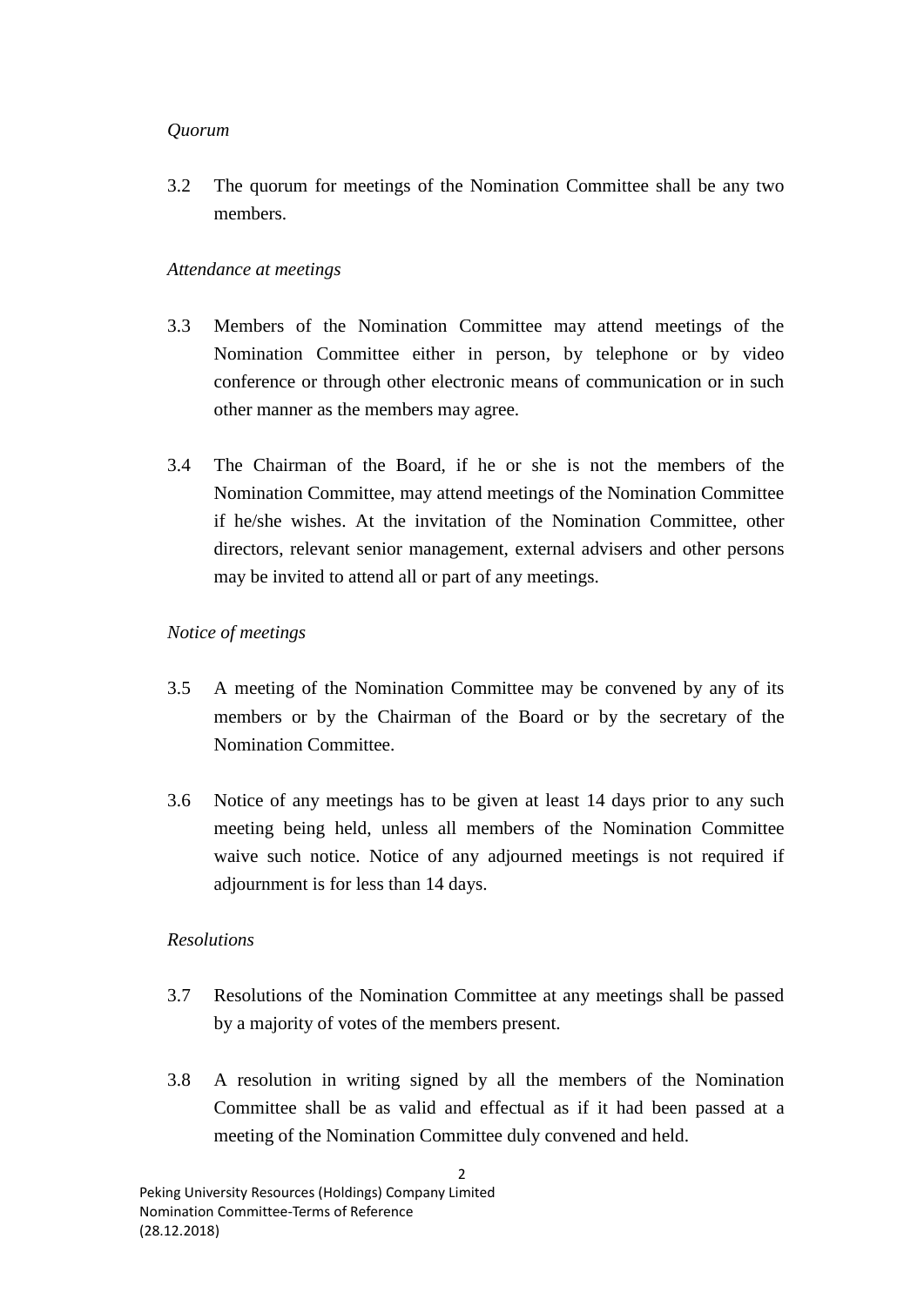*Quorum*

3.2 The quorum for meetings of the Nomination Committee shall be any two members.

*Attendance at meetings*

3.3 Members of the Nomination Committee may attend meetings of the Nomination Committee either in person, by telephone or by video conference or through other electronic means of communication or in such other manner as the members may agree.

3.4 The Chairman of the Board, if he or she is not the members of the Nomination Committee, may attend meetings of the Nomination Committee if he/she wishes. At the invitation of the Nomination Committee, other directors, relevant senior management, external advisers and other persons may be invited to attend all or part of any meetings.

*Notice of meetings*

3.5 A meeting of the Nomination Committee may be convened by any of its members or by the Chairman of the Board or by the secretary of the Nomination Committee.

3.6 Notice of any meetings has to be given at least 14 days prior to any such meeting being held, unless all members of the Nomination Committee waive such notice. Notice of any adjourned meetings is not required if adjournment is for less than 14 days.

*Resolutions*

3.7 Resolutions of the Nomination Committee at any meetings shall be passed by a majority of votes of the members present.

3.8 A resolution in writing signed by all the members of the Nomination Committee shall be as valid and effectual as if it had been passed at a meeting of the Nomination Committee duly convened and held.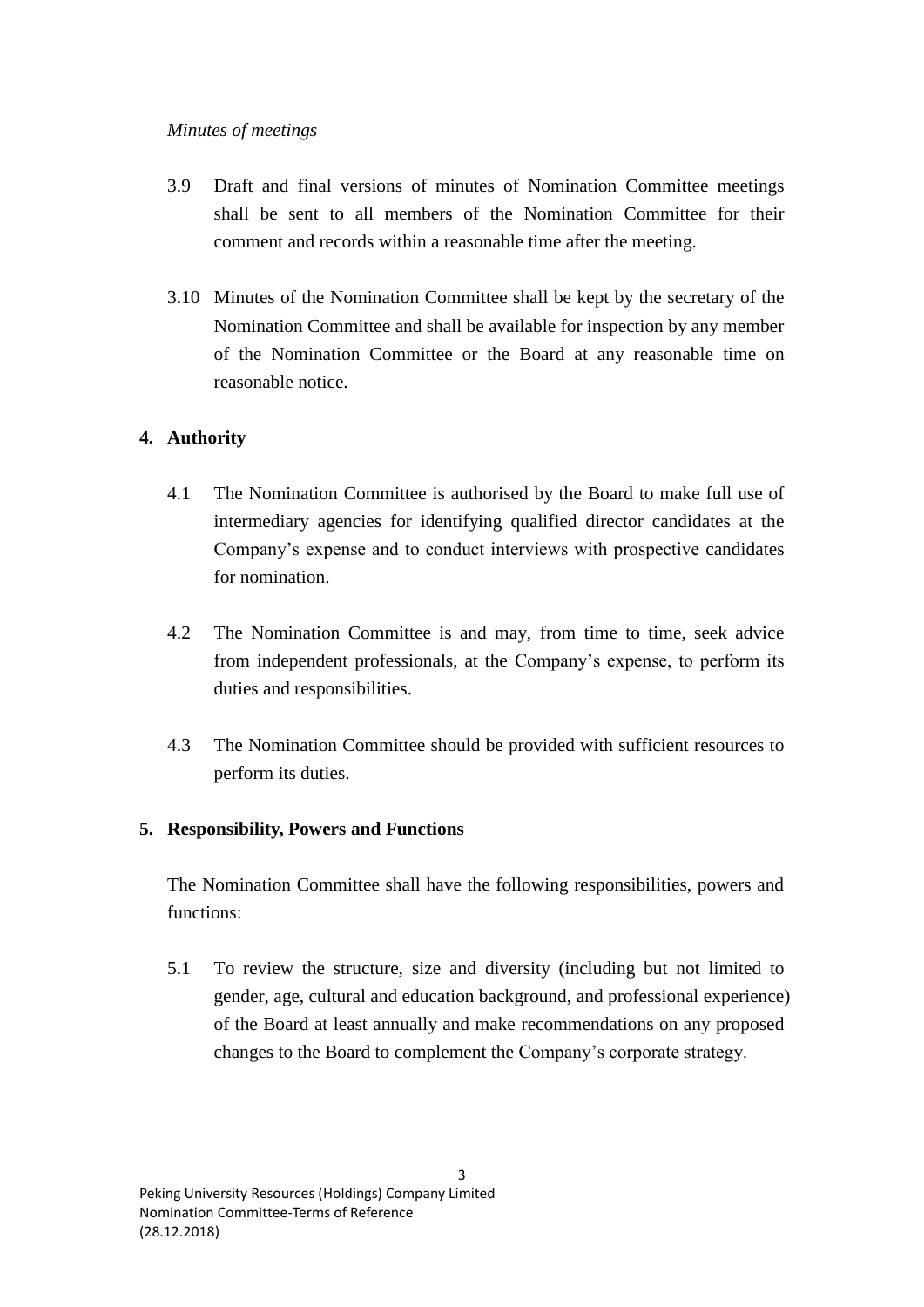*Minutes of meetings*

3.9 Draft and final versions of minutes of Nomination Committee meetings shall be sent to all members of the Nomination Committee for their comment and records within a reasonable time after the meeting.

3.10 Minutes of the Nomination Committee shall be kept by the secretary of the Nomination Committee and shall be available for inspection by any member of the Nomination Committee or the Board at any reasonable time on reasonable notice.

## 4. Authority

4.1 The Nomination Committee is authorised by the Board to make full use of intermediary agencies for identifying qualified director candidates at the Company's expense and to conduct interviews with prospective candidates for nomination.

4.2 The Nomination Committee is and may, from time to time, seek advice from independent professionals, at the Company's expense, to perform its duties and responsibilities.

4.3 The Nomination Committee should be provided with sufficient resources to perform its duties.

## 5. Responsibility, Powers and Functions

The Nomination Committee shall have the following responsibilities, powers and functions:

5.1 To review the structure, size and diversity (including but not limited to gender, age, cultural and education background, and professional experience) of the Board at least annually and make recommendations on any proposed changes to the Board to complement the Company's corporate strategy.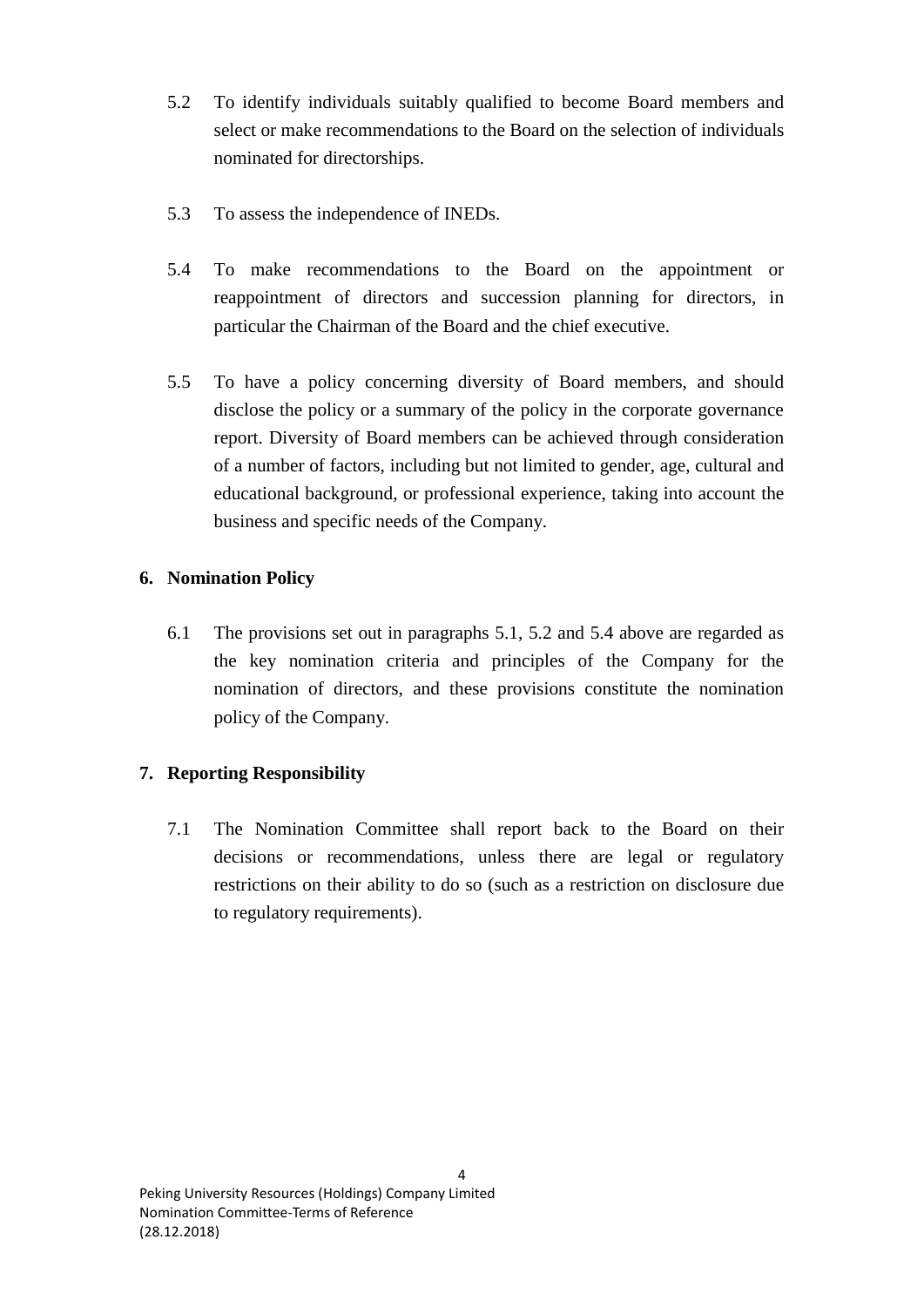5.2 To identify individuals suitably qualified to become Board members and select or make recommendations to the Board on the selection of individuals nominated for directorships.

5.3 To assess the independence of INEDs.

5.4 To make recommendations to the Board on the appointment or reappointment of directors and succession planning for directors, in particular the Chairman of the Board and the chief executive.

5.5 To have a policy concerning diversity of Board members, and should disclose the policy or a summary of the policy in the corporate governance report. Diversity of Board members can be achieved through consideration of a number of factors, including but not limited to gender, age, cultural and educational background, or professional experience, taking into account the business and specific needs of the Company.

## 6. Nomination Policy

6.1 The provisions set out in paragraphs 5.1, 5.2 and 5.4 above are regarded as the key nomination criteria and principles of the Company for the nomination of directors, and these provisions constitute the nomination policy of the Company.

## 7. Reporting Responsibility

7.1 The Nomination Committee shall report back to the Board on their decisions or recommendations, unless there are legal or regulatory restrictions on their ability to do so (such as a restriction on disclosure due to regulatory requirements).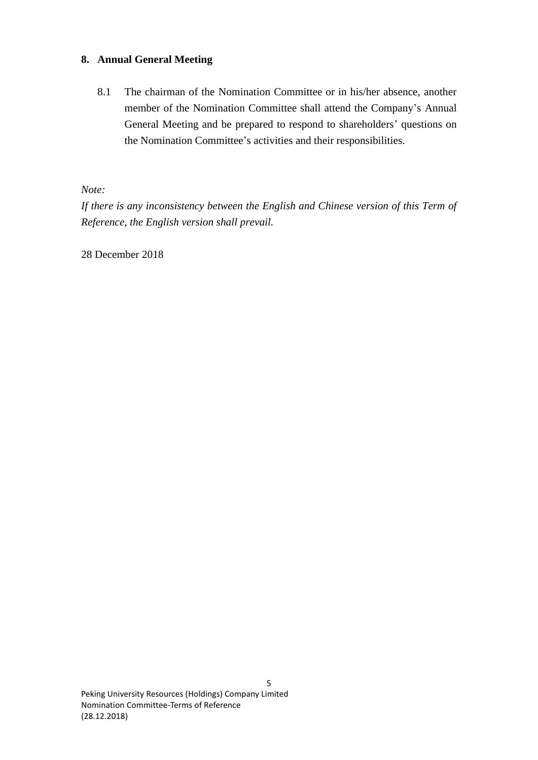## 8. Annual General Meeting

8.1 The chairman of the Nomination Committee or in his/her absence, another member of the Nomination Committee shall attend the Company's Annual General Meeting and be prepared to respond to shareholders' questions on the Nomination Committee's activities and their responsibilities.

*Note:*

*If there is any inconsistency between the English and Chinese version of this Term of Reference, the English version shall prevail.*

28 December 2018